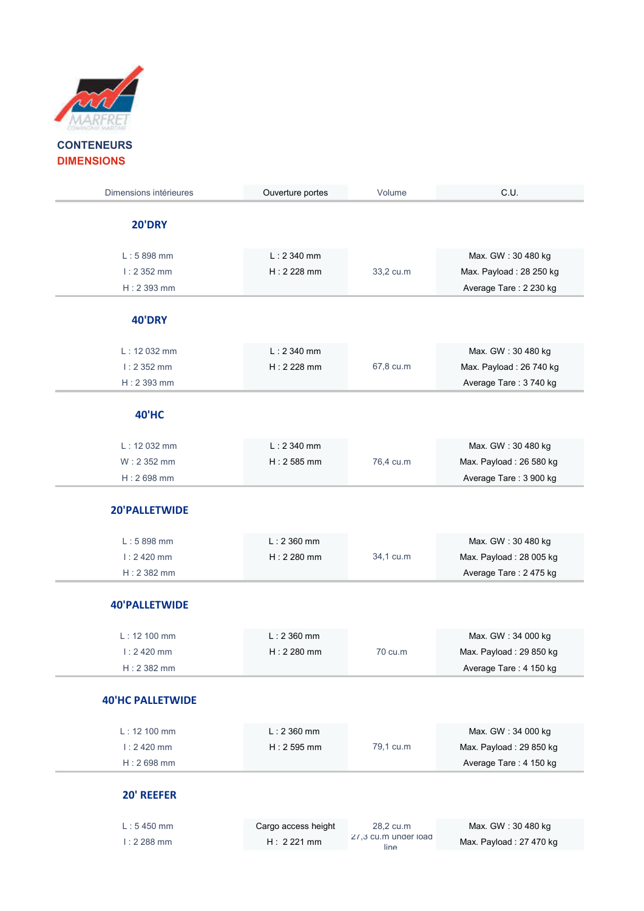# CONTENEURS
## DIMENSIONS

| Dimensions intérieures | Ouverture portes | Volume | C.U. |
|---|---|---|---|
| **20'DRY** | | | |
| L : 5 898 mm<br>l : 2 352 mm<br>H : 2 393 mm | L : 2 340 mm<br>H : 2 228 mm | 33,2 cu.m | Max. GW : 30 480 kg<br>Max. Payload : 28 250 kg<br>Average Tare : 2 230 kg |
| **40'DRY** | | | |
| L : 12 032 mm<br>l : 2 352 mm<br>H : 2 393 mm | L : 2 340 mm<br>H : 2 228 mm | 67,8 cu.m | Max. GW : 30 480 kg<br>Max. Payload : 26 740 kg<br>Average Tare : 3 740 kg |
| **40'HC** | | | |
| L : 12 032 mm<br>W : 2 352 mm<br>H : 2 698 mm | L : 2 340 mm<br>H : 2 585 mm | 76,4 cu.m | Max. GW : 30 480 kg<br>Max. Payload : 26 580 kg<br>Average Tare : 3 900 kg |
| **20'PALLETWIDE** | | | |
| L : 5 898 mm<br>l : 2 420 mm<br>H : 2 382 mm | L : 2 360 mm<br>H : 2 280 mm | 34,1 cu.m | Max. GW : 30 480 kg<br>Max. Payload : 28 005 kg<br>Average Tare : 2 475 kg |
| **40'PALLETWIDE** | | | |
| L : 12 100 mm<br>l : 2 420 mm<br>H : 2 382 mm | L : 2 360 mm<br>H : 2 280 mm | 70 cu.m | Max. GW : 34 000 kg<br>Max. Payload : 29 850 kg<br>Average Tare : 4 150 kg |
| **40'HC PALLETWIDE** | | | |
| L : 12 100 mm<br>l : 2 420 mm<br>H : 2 698 mm | L : 2 360 mm<br>H : 2 595 mm | 79,1 cu.m | Max. GW : 34 000 kg<br>Max. Payload : 29 850 kg<br>Average Tare : 4 150 kg |
| **20' REEFER** | | | |
| L : 5 450 mm<br>l : 2 288 mm | Cargo access height<br>H : 2 221 mm | 28,2 cu.m<br>27,3 cu.m under load line | Max. GW : 30 480 kg<br>Max. Payload : 27 470 kg |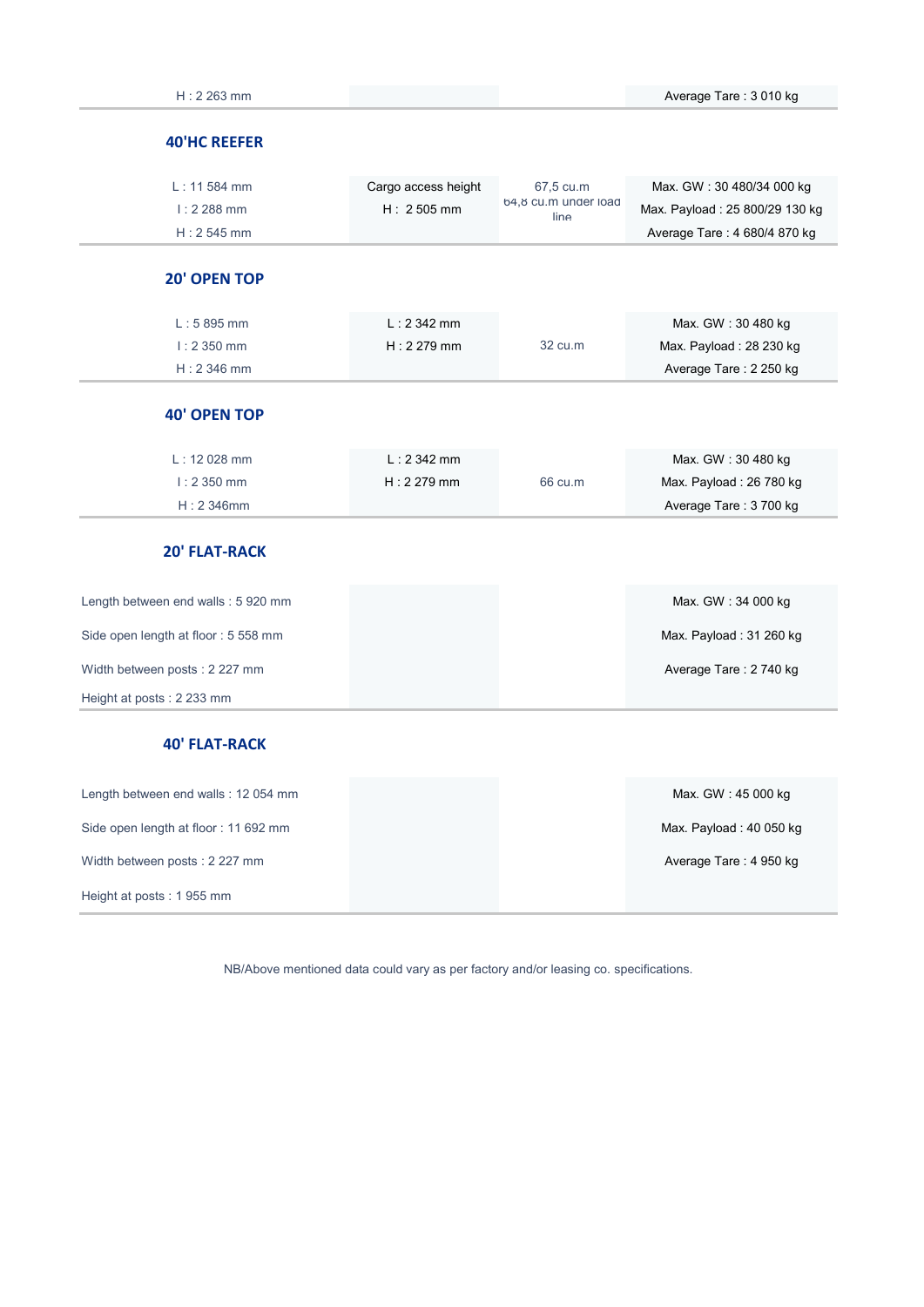| | | | |
|---|---|---|---|
| H : 2 263 mm | | | Average Tare : 3 010 kg |

### 40'HC REEFER

| | | | |
|---|---|---|---|
| L : 11 584 mm<br>l : 2 288 mm<br>H : 2 545 mm | Cargo access height<br>H : 2 505 mm | 67,5 cu.m<br>64,8 cu.m under load line | Max. GW : 30 480/34 000 kg<br>Max. Payload : 25 800/29 130 kg<br>Average Tare : 4 680/4 870 kg |

### 20' OPEN TOP

| | | | |
|---|---|---|---|
| L : 5 895 mm<br>l : 2 350 mm<br>H : 2 346 mm | L : 2 342 mm<br>H : 2 279 mm | 32 cu.m | Max. GW : 30 480 kg<br>Max. Payload : 28 230 kg<br>Average Tare : 2 250 kg |

### 40' OPEN TOP

| | | | |
|---|---|---|---|
| L : 12 028 mm<br>l : 2 350 mm<br>H : 2 346mm | L : 2 342 mm<br>H : 2 279 mm | 66 cu.m | Max. GW : 30 480 kg<br>Max. Payload : 26 780 kg<br>Average Tare : 3 700 kg |

### 20' FLAT-RACK

| | | | |
|---|---|---|---|
| Length between end walls : 5 920 mm<br>Side open length at floor : 5 558 mm<br>Width between posts : 2 227 mm<br>Height at posts : 2 233 mm | | | Max. GW : 34 000 kg<br>Max. Payload : 31 260 kg<br>Average Tare : 2 740 kg |

### 40' FLAT-RACK

| | | | |
|---|---|---|---|
| Length between end walls : 12 054 mm<br>Side open length at floor : 11 692 mm<br>Width between posts : 2 227 mm<br>Height at posts : 1 955 mm | | | Max. GW : 45 000 kg<br>Max. Payload : 40 050 kg<br>Average Tare : 4 950 kg |

NB/Above mentioned data could vary as per factory and/or leasing co. specifications.